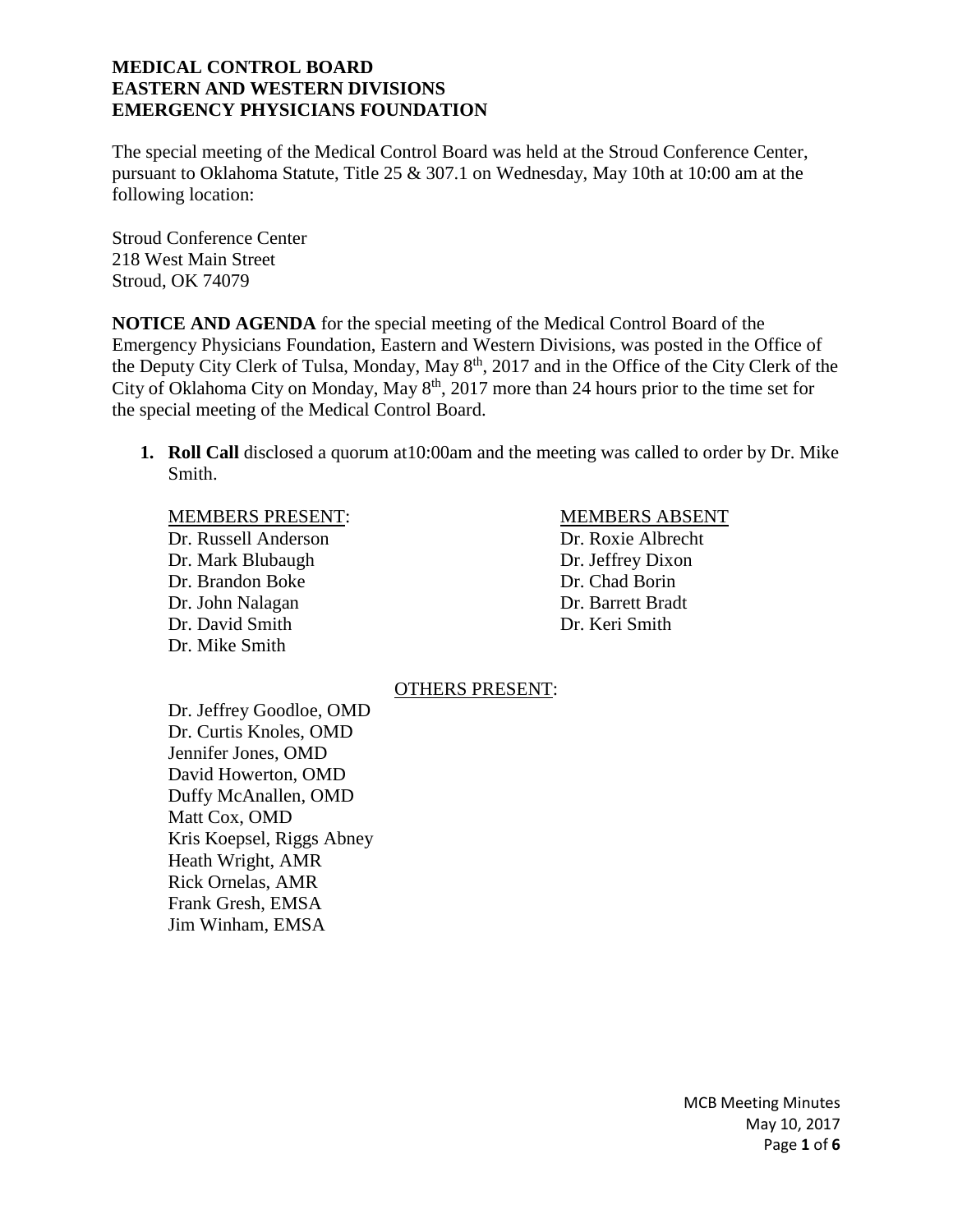**MEDICAL CONTROL BOARD**
**EASTERN AND WESTERN DIVISIONS**
**EMERGENCY PHYSICIANS FOUNDATION**

The special meeting of the Medical Control Board was held at the Stroud Conference Center, pursuant to Oklahoma Statute, Title 25 & 307.1 on Wednesday, May 10th at 10:00 am at the following location:

Stroud Conference Center
218 West Main Street
Stroud, OK 74079

**NOTICE AND AGENDA** for the special meeting of the Medical Control Board of the Emergency Physicians Foundation, Eastern and Western Divisions, was posted in the Office of the Deputy City Clerk of Tulsa, Monday, May 8th, 2017 and in the Office of the City Clerk of the City of Oklahoma City on Monday, May 8th, 2017 more than 24 hours prior to the time set for the special meeting of the Medical Control Board.

1. **Roll Call** disclosed a quorum at10:00am and the meeting was called to order by Dr. Mike Smith.

MEMBERS PRESENT:
Dr. Russell Anderson
Dr. Mark Blubaugh
Dr. Brandon Boke
Dr. John Nalagan
Dr. David Smith
Dr. Mike Smith

MEMBERS ABSENT
Dr. Roxie Albrecht
Dr. Jeffrey Dixon
Dr. Chad Borin
Dr. Barrett Bradt
Dr. Keri Smith

OTHERS PRESENT:
Dr. Jeffrey Goodloe, OMD
Dr. Curtis Knoles, OMD
Jennifer Jones, OMD
David Howerton, OMD
Duffy McAnallen, OMD
Matt Cox, OMD
Kris Koepsel, Riggs Abney
Heath Wright, AMR
Rick Ornelas, AMR
Frank Gresh, EMSA
Jim Winham, EMSA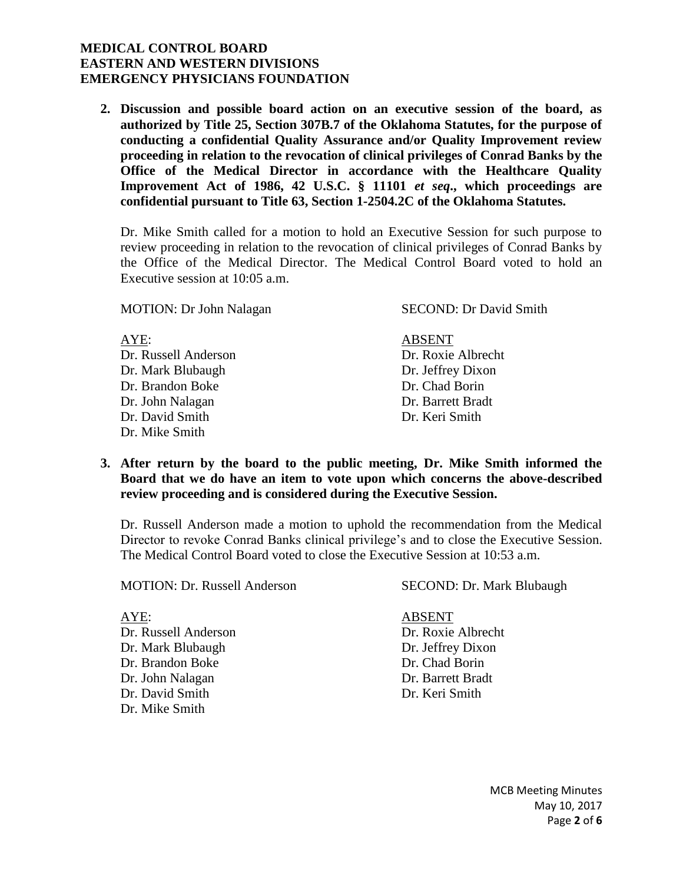**MEDICAL CONTROL BOARD**
**EASTERN AND WESTERN DIVISIONS**
**EMERGENCY PHYSICIANS FOUNDATION**

**2. Discussion and possible board action on an executive session of the board, as authorized by Title 25, Section 307B.7 of the Oklahoma Statutes, for the purpose of conducting a confidential Quality Assurance and/or Quality Improvement review proceeding in relation to the revocation of clinical privileges of Conrad Banks by the Office of the Medical Director in accordance with the Healthcare Quality Improvement Act of 1986, 42 U.S.C. § 11101 *et seq*., which proceedings are confidential pursuant to Title 63, Section 1-2504.2C of the Oklahoma Statutes.**

Dr. Mike Smith called for a motion to hold an Executive Session for such purpose to review proceeding in relation to the revocation of clinical privileges of Conrad Banks by the Office of the Medical Director. The Medical Control Board voted to hold an Executive session at 10:05 a.m.

MOTION: Dr John Nalagan
SECOND: Dr David Smith

| AYE: | ABSENT |
|---|---|
| Dr. Russell Anderson | Dr. Roxie Albrecht |
| Dr. Mark Blubaugh | Dr. Jeffrey Dixon |
| Dr. Brandon Boke | Dr. Chad Borin |
| Dr. John Nalagan | Dr. Barrett Bradt |
| Dr. David Smith | Dr. Keri Smith |
| Dr. Mike Smith | |

**3. After return by the board to the public meeting, Dr. Mike Smith informed the Board that we do have an item to vote upon which concerns the above-described review proceeding and is considered during the Executive Session.**

Dr. Russell Anderson made a motion to uphold the recommendation from the Medical Director to revoke Conrad Banks clinical privilege's and to close the Executive Session. The Medical Control Board voted to close the Executive Session at 10:53 a.m.

MOTION: Dr. Russell Anderson
SECOND: Dr. Mark Blubaugh

| AYE: | ABSENT |
|---|---|
| Dr. Russell Anderson | Dr. Roxie Albrecht |
| Dr. Mark Blubaugh | Dr. Jeffrey Dixon |
| Dr. Brandon Boke | Dr. Chad Borin |
| Dr. John Nalagan | Dr. Barrett Bradt |
| Dr. David Smith | Dr. Keri Smith |
| Dr. Mike Smith | |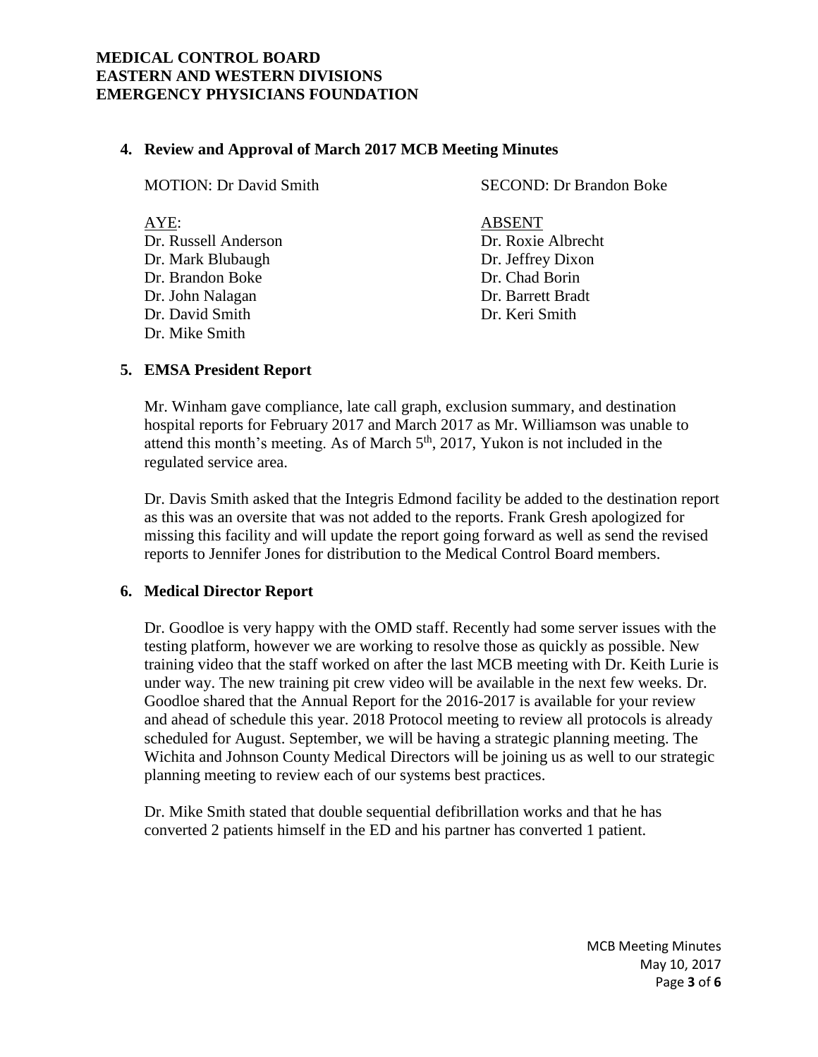## 4. Review and Approval of March 2017 MCB Meeting Minutes

MOTION: Dr David Smith

SECOND: Dr Brandon Boke

AYE:
Dr. Russell Anderson
Dr. Mark Blubaugh
Dr. Brandon Boke
Dr. John Nalagan
Dr. David Smith
Dr. Mike Smith

ABSENT
Dr. Roxie Albrecht
Dr. Jeffrey Dixon
Dr. Chad Borin
Dr. Barrett Bradt
Dr. Keri Smith

## 5. EMSA President Report

Mr. Winham gave compliance, late call graph, exclusion summary, and destination hospital reports for February 2017 and March 2017 as Mr. Williamson was unable to attend this month's meeting. As of March 5th, 2017, Yukon is not included in the regulated service area.

Dr. Davis Smith asked that the Integris Edmond facility be added to the destination report as this was an oversite that was not added to the reports. Frank Gresh apologized for missing this facility and will update the report going forward as well as send the revised reports to Jennifer Jones for distribution to the Medical Control Board members.

## 6. Medical Director Report

Dr. Goodloe is very happy with the OMD staff. Recently had some server issues with the testing platform, however we are working to resolve those as quickly as possible. New training video that the staff worked on after the last MCB meeting with Dr. Keith Lurie is under way. The new training pit crew video will be available in the next few weeks. Dr. Goodloe shared that the Annual Report for the 2016-2017 is available for your review and ahead of schedule this year. 2018 Protocol meeting to review all protocols is already scheduled for August. September, we will be having a strategic planning meeting. The Wichita and Johnson County Medical Directors will be joining us as well to our strategic planning meeting to review each of our systems best practices.

Dr. Mike Smith stated that double sequential defibrillation works and that he has converted 2 patients himself in the ED and his partner has converted 1 patient.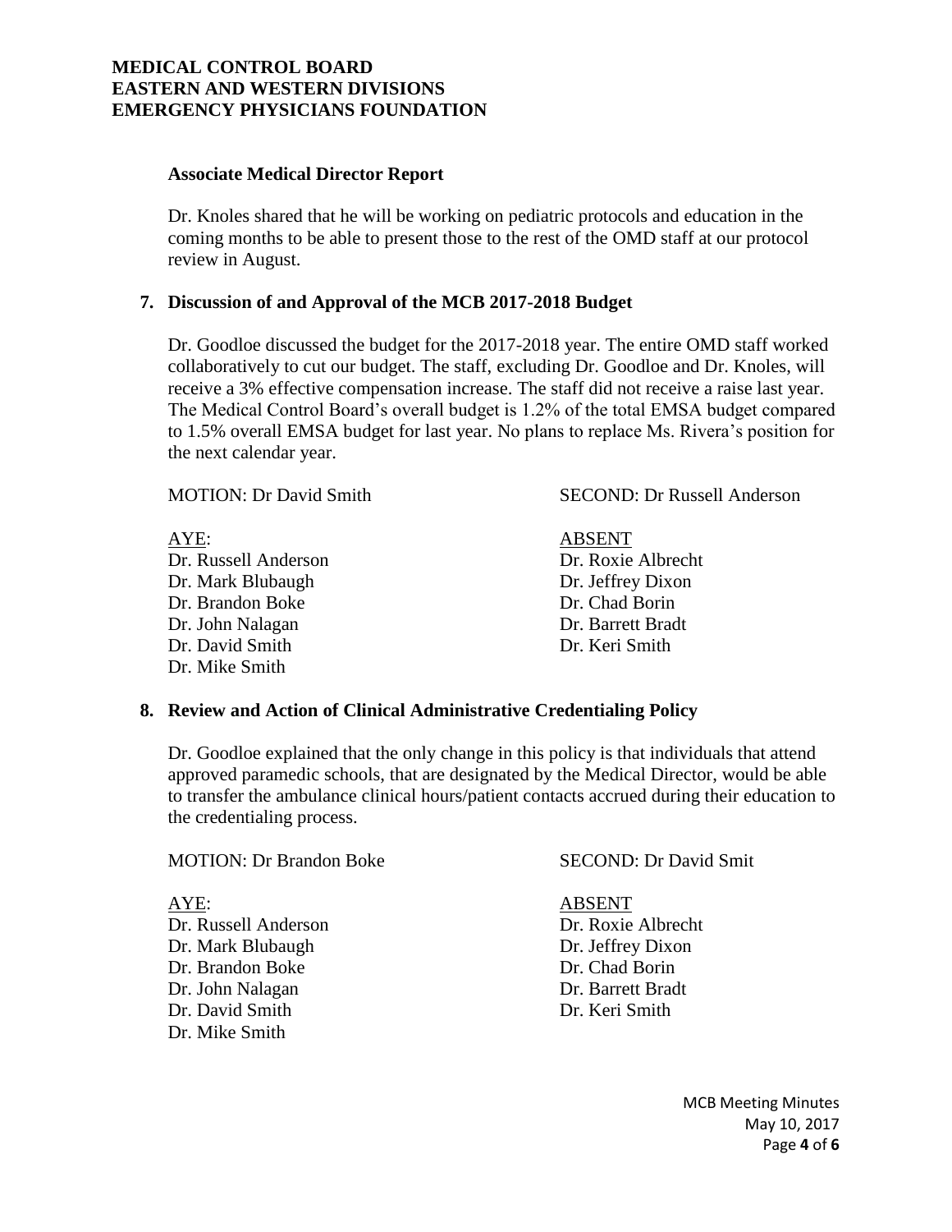### Associate Medical Director Report

Dr. Knoles shared that he will be working on pediatric protocols and education in the coming months to be able to present those to the rest of the OMD staff at our protocol review in August.

### 7. Discussion of and Approval of the MCB 2017-2018 Budget

Dr. Goodloe discussed the budget for the 2017-2018 year. The entire OMD staff worked collaboratively to cut our budget. The staff, excluding Dr. Goodloe and Dr. Knoles, will receive a 3% effective compensation increase. The staff did not receive a raise last year. The Medical Control Board's overall budget is 1.2% of the total EMSA budget compared to 1.5% overall EMSA budget for last year. No plans to replace Ms. Rivera's position for the next calendar year.

MOTION: Dr David Smith

SECOND: Dr Russell Anderson

AYE:
- Dr. Russell Anderson
- Dr. Mark Blubaugh
- Dr. Brandon Boke
- Dr. John Nalagan
- Dr. David Smith
- Dr. Mike Smith

ABSENT
- Dr. Roxie Albrecht
- Dr. Jeffrey Dixon
- Dr. Chad Borin
- Dr. Barrett Bradt
- Dr. Keri Smith

### 8. Review and Action of Clinical Administrative Credentialing Policy

Dr. Goodloe explained that the only change in this policy is that individuals that attend approved paramedic schools, that are designated by the Medical Director, would be able to transfer the ambulance clinical hours/patient contacts accrued during their education to the credentialing process.

MOTION: Dr Brandon Boke

SECOND: Dr David Smit

AYE:
- Dr. Russell Anderson
- Dr. Mark Blubaugh
- Dr. Brandon Boke
- Dr. John Nalagan
- Dr. David Smith
- Dr. Mike Smith

ABSENT
- Dr. Roxie Albrecht
- Dr. Jeffrey Dixon
- Dr. Chad Borin
- Dr. Barrett Bradt
- Dr. Keri Smith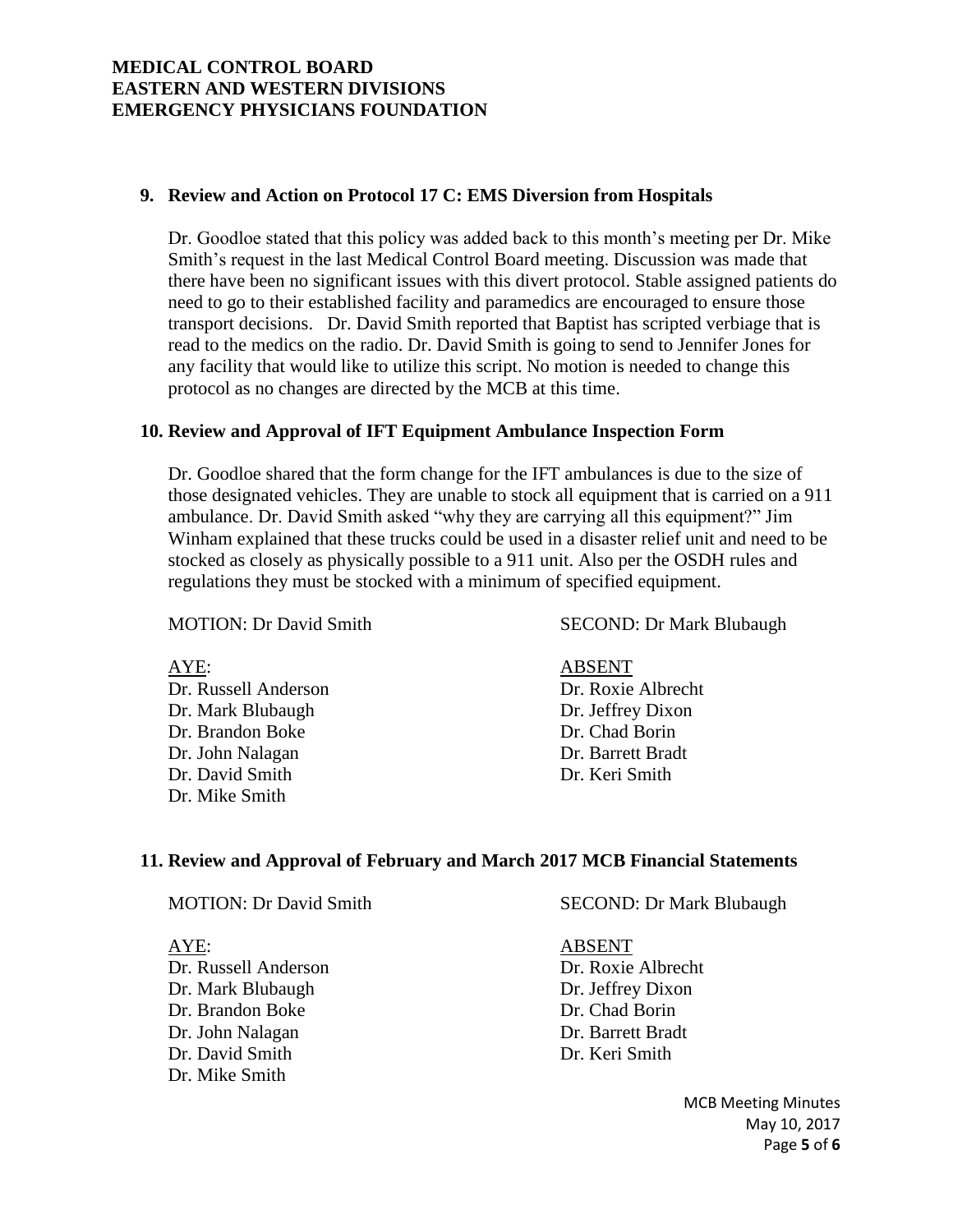**MEDICAL CONTROL BOARD**
**EASTERN AND WESTERN DIVISIONS**
**EMERGENCY PHYSICIANS FOUNDATION**

### 9. Review and Action on Protocol 17 C: EMS Diversion from Hospitals

Dr. Goodloe stated that this policy was added back to this month's meeting per Dr. Mike Smith's request in the last Medical Control Board meeting. Discussion was made that there have been no significant issues with this divert protocol. Stable assigned patients do need to go to their established facility and paramedics are encouraged to ensure those transport decisions. Dr. David Smith reported that Baptist has scripted verbiage that is read to the medics on the radio. Dr. David Smith is going to send to Jennifer Jones for any facility that would like to utilize this script. No motion is needed to change this protocol as no changes are directed by the MCB at this time.

### 10. Review and Approval of IFT Equipment Ambulance Inspection Form

Dr. Goodloe shared that the form change for the IFT ambulances is due to the size of those designated vehicles. They are unable to stock all equipment that is carried on a 911 ambulance. Dr. David Smith asked "why they are carrying all this equipment?" Jim Winham explained that these trucks could be used in a disaster relief unit and need to be stocked as closely as physically possible to a 911 unit. Also per the OSDH rules and regulations they must be stocked with a minimum of specified equipment.

MOTION: Dr David Smith

SECOND: Dr Mark Blubaugh

AYE:
Dr. Russell Anderson
Dr. Mark Blubaugh
Dr. Brandon Boke
Dr. John Nalagan
Dr. David Smith
Dr. Mike Smith

ABSENT
Dr. Roxie Albrecht
Dr. Jeffrey Dixon
Dr. Chad Borin
Dr. Barrett Bradt
Dr. Keri Smith

### 11. Review and Approval of February and March 2017 MCB Financial Statements

MOTION: Dr David Smith

SECOND: Dr Mark Blubaugh

AYE:
Dr. Russell Anderson
Dr. Mark Blubaugh
Dr. Brandon Boke
Dr. John Nalagan
Dr. David Smith
Dr. Mike Smith

ABSENT
Dr. Roxie Albrecht
Dr. Jeffrey Dixon
Dr. Chad Borin
Dr. Barrett Bradt
Dr. Keri Smith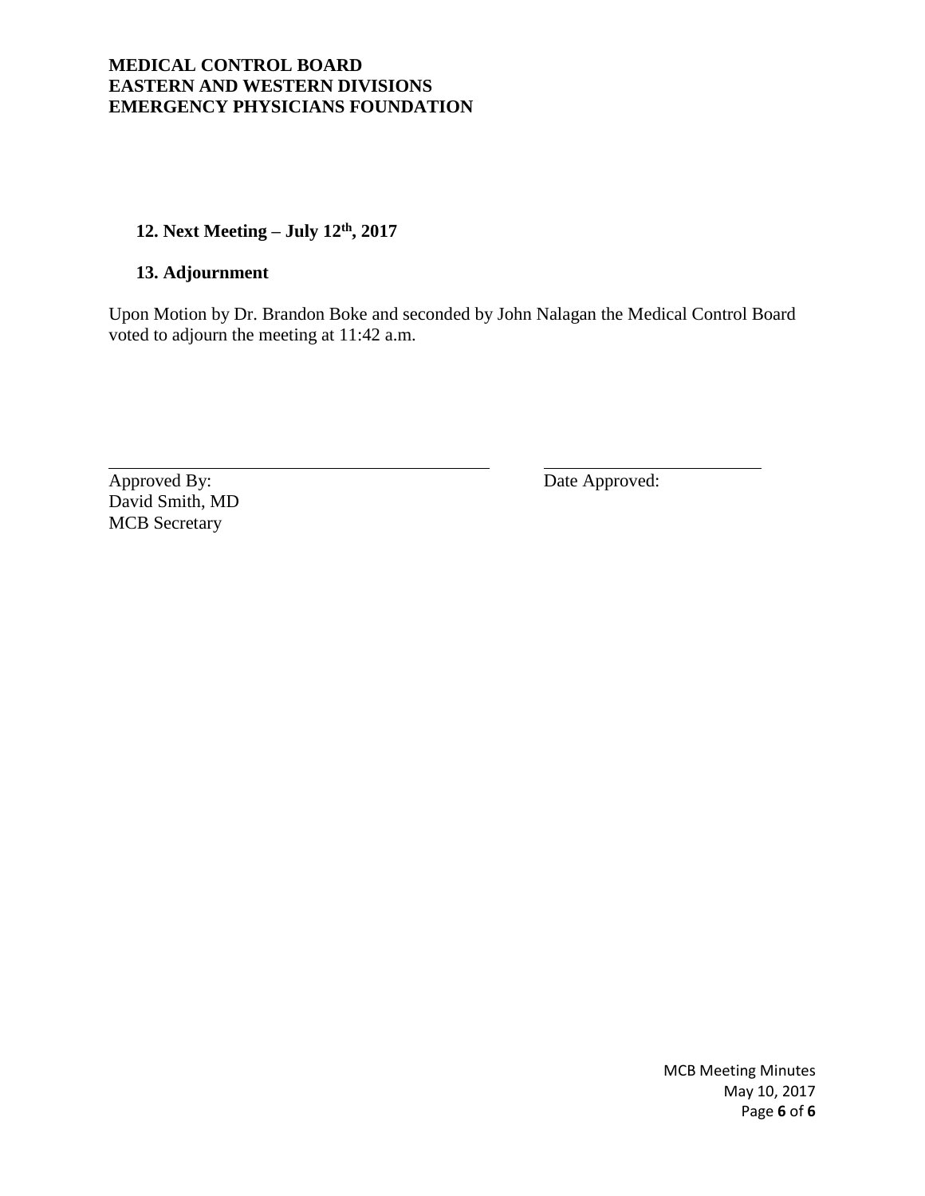**MEDICAL CONTROL BOARD**
**EASTERN AND WESTERN DIVISIONS**
**EMERGENCY PHYSICIANS FOUNDATION**

### 12. Next Meeting – July 12th, 2017

### 13. Adjournment

Upon Motion by Dr. Brandon Boke and seconded by John Nalagan the Medical Control Board voted to adjourn the meeting at 11:42 a.m.

\_\_\_\_\_\_\_\_\_\_\_\_\_\_\_\_\_\_\_\_\_\_\_\_\_\_\_\_\_\_\_\_\_\_\_\_\_\_\_\_

Approved By:
David Smith, MD
MCB Secretary

\_\_\_\_\_\_\_\_\_\_\_\_\_\_\_\_\_\_\_\_\_\_\_\_\_\_

Date Approved: